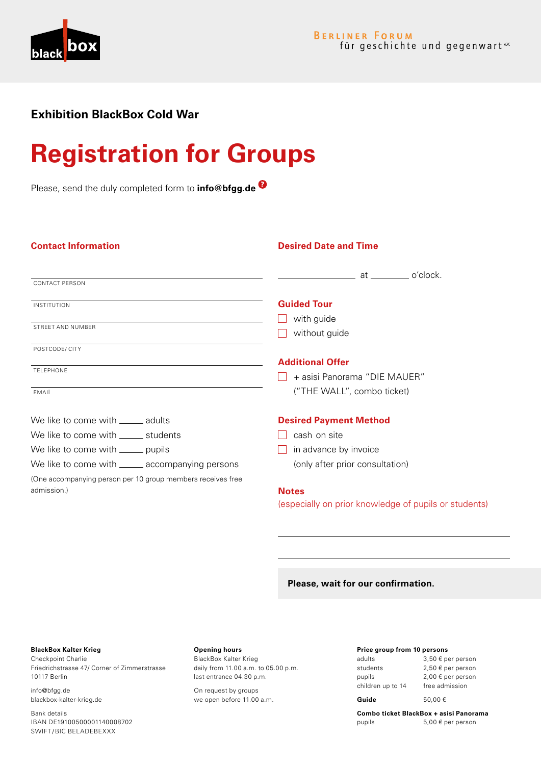black box

BERLINER FORUM
für geschichte und gegenwart e.V.

**Exhibition BlackBox Cold War**

# Registration for Groups

Please, send the duly completed form to **info@bfgg.de**

## Contact Information

______________________________
CONTACT PERSON

______________________________
INSTITUTION

______________________________
STREET AND NUMBER

______________________________
POSTCODE/ CITY

______________________________
TELEPHONE

______________________________
EMAIl

We like to come with _____ adults
We like to come with _____ students
We like to come with _____ pupils
We like to come with _____ accompanying persons

(One accompanying person per 10 group members receives free admission.)

## Desired Date and Time

______________ at ________ o'clock.

## Guided Tour

- ☐ with guide
- ☐ without guide

## Additional Offer

- ☐ + asisi Panorama "DIE MAUER" ("THE WALL", combo ticket)

## Desired Payment Method

- ☐ cash on site
- ☐ in advance by invoice (only after prior consultation)

## Notes

(especially on prior knowledge of pupils or students)

______________________________

______________________________

**Please, wait for our confirmation.**

**BlackBox Kalter Krieg**
Checkpoint Charlie
Friedrichstrasse 47/ Corner of Zimmerstrasse
10117 Berlin

info@bfgg.de
blackbox-kalter-krieg.de

Bank details
IBAN DE19100500001140008702
SWIFT/BIC BELADEBEXXX

**Opening hours**
BlackBox Kalter Krieg
daily from 11.00 a.m. to 05.00 p.m.
last entrance 04.30 p.m.

On request by groups
we open before 11.00 a.m.

**Price group from 10 persons**

| | |
|---|---|
| adults | 3,50 € per person |
| students | 2,50 € per person |
| pupils | 2,00 € per person |
| children up to 14 | free admission |
| **Guide** | 50,00 € |

**Combo ticket BlackBox + asisi Panorama**

| | |
|---|---|
| pupils | 5,00 € per person |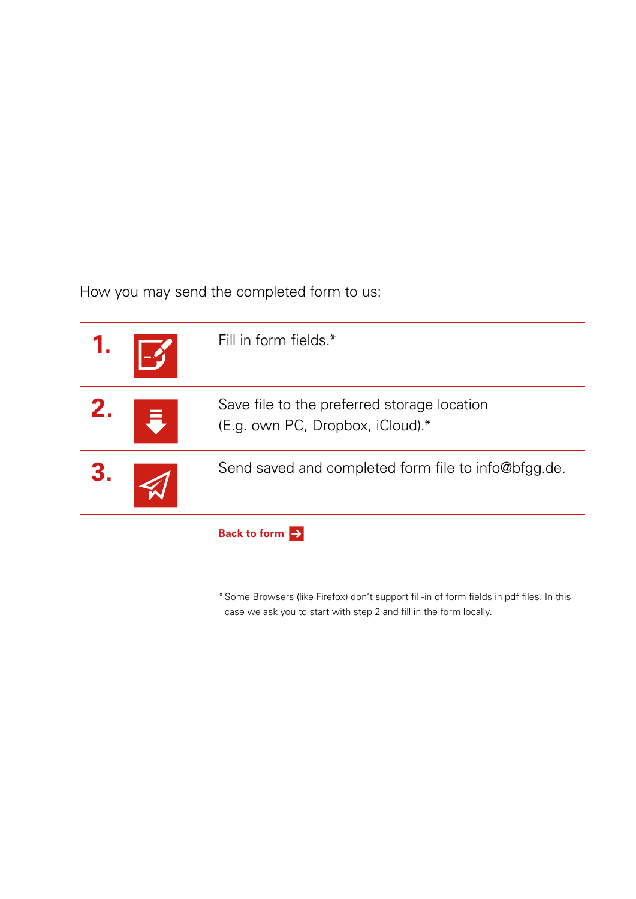How you may send the completed form to us:

| | |
|---|---|
| 1. | Fill in form fields.* |
| 2. | Save file to the preferred storage location (E.g. own PC, Dropbox, iCloud).* |
| 3. | Send saved and completed form file to info@bfgg.de. |

**Back to form**

* Some Browsers (like Firefox) don't support fill-in of form fields in pdf files. In this case we ask you to start with step 2 and fill in the form locally.